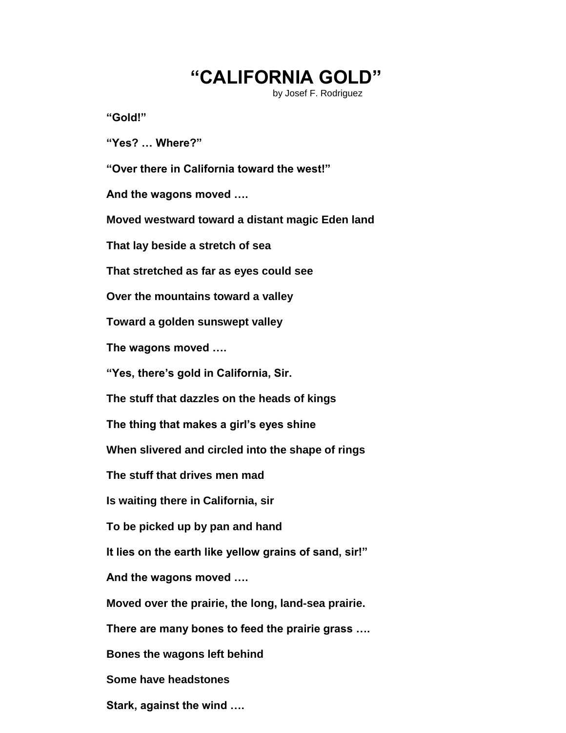# "CALIFORNIA GOLD"

by Josef F. Rodriguez

**"Gold!"**

**"Yes? … Where?"**

**"Over there in California toward the west!"**

**And the wagons moved ….**

**Moved westward toward a distant magic Eden land**

**That lay beside a stretch of sea**

**That stretched as far as eyes could see**

**Over the mountains toward a valley**

**Toward a golden sunswept valley**

**The wagons moved ….**

**"Yes, there's gold in California, Sir.**

**The stuff that dazzles on the heads of kings**

**The thing that makes a girl's eyes shine**

**When slivered and circled into the shape of rings**

**The stuff that drives men mad**

**Is waiting there in California, sir**

**To be picked up by pan and hand**

**It lies on the earth like yellow grains of sand, sir!"**

**And the wagons moved ….**

**Moved over the prairie, the long, land-sea prairie.**

**There are many bones to feed the prairie grass ….**

**Bones the wagons left behind**

**Some have headstones**

**Stark, against the wind ….**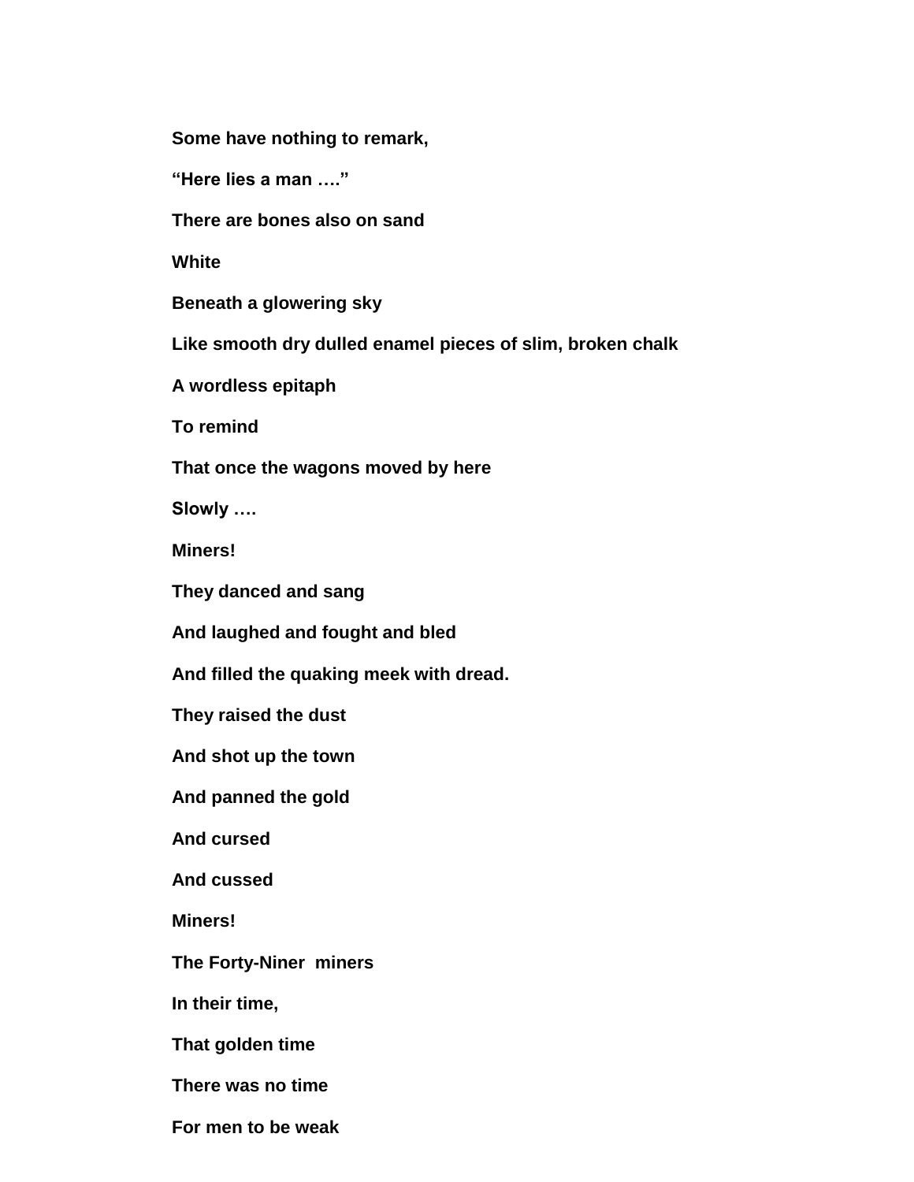**Some have nothing to remark,**

**“Here lies a man ….”**

**There are bones also on sand**

**White**

**Beneath a glowering sky**

**Like smooth dry dulled enamel pieces of slim, broken chalk**

**A wordless epitaph**

**To remind**

**That once the wagons moved by here**

**Slowly ….**

**Miners!**

**They danced and sang**

**And laughed and fought and bled**

**And filled the quaking meek with dread.**

**They raised the dust**

**And shot up the town**

**And panned the gold**

**And cursed**

**And cussed**

**Miners!**

**The Forty-Niner miners**

**In their time,**

**That golden time**

**There was no time**

**For men to be weak**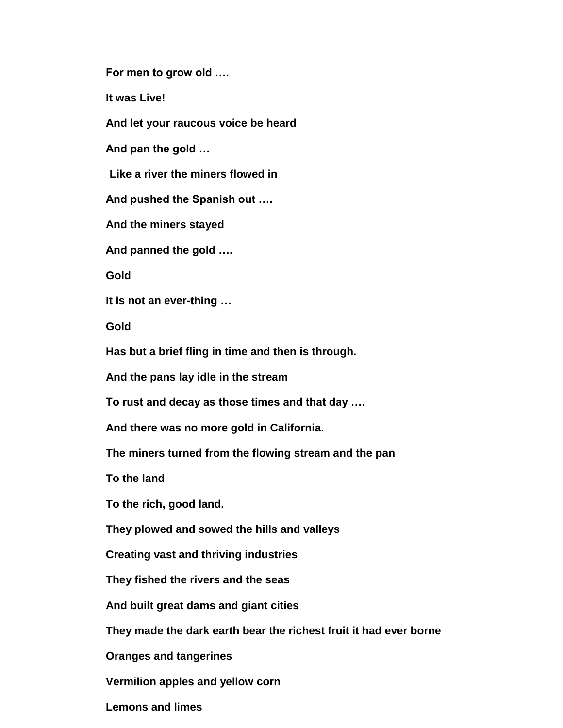**For men to grow old ….**

**It was Live!**

**And let your raucous voice be heard**

**And pan the gold …**

**Like a river the miners flowed in**

**And pushed the Spanish out ….**

**And the miners stayed**

**And panned the gold ….**

**Gold**

**It is not an ever-thing …**

**Gold**

**Has but a brief fling in time and then is through.**

**And the pans lay idle in the stream**

**To rust and decay as those times and that day ….**

**And there was no more gold in California.**

**The miners turned from the flowing stream and the pan**

**To the land**

**To the rich, good land.**

**They plowed and sowed the hills and valleys**

**Creating vast and thriving industries**

**They fished the rivers and the seas**

**And built great dams and giant cities**

**They made the dark earth bear the richest fruit it had ever borne**

**Oranges and tangerines**

**Vermilion apples and yellow corn**

**Lemons and limes**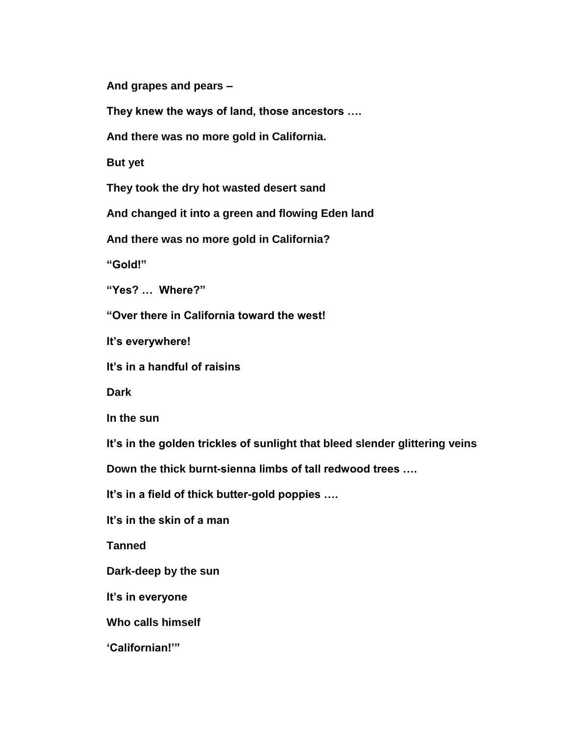**And grapes and pears –**

**They knew the ways of land, those ancestors ….**

**And there was no more gold in California.**

**But yet**

**They took the dry hot wasted desert sand**

**And changed it into a green and flowing Eden land**

**And there was no more gold in California?**

**“Gold!”**

**“Yes? … Where?”**

**“Over there in California toward the west!**

**It’s everywhere!**

**It’s in a handful of raisins**

**Dark**

**In the sun**

**It’s in the golden trickles of sunlight that bleed slender glittering veins**

**Down the thick burnt-sienna limbs of tall redwood trees ….**

**It’s in a field of thick butter-gold poppies ….**

**It’s in the skin of a man**

**Tanned**

**Dark-deep by the sun**

**It’s in everyone**

**Who calls himself**

**‘Californian!’”**